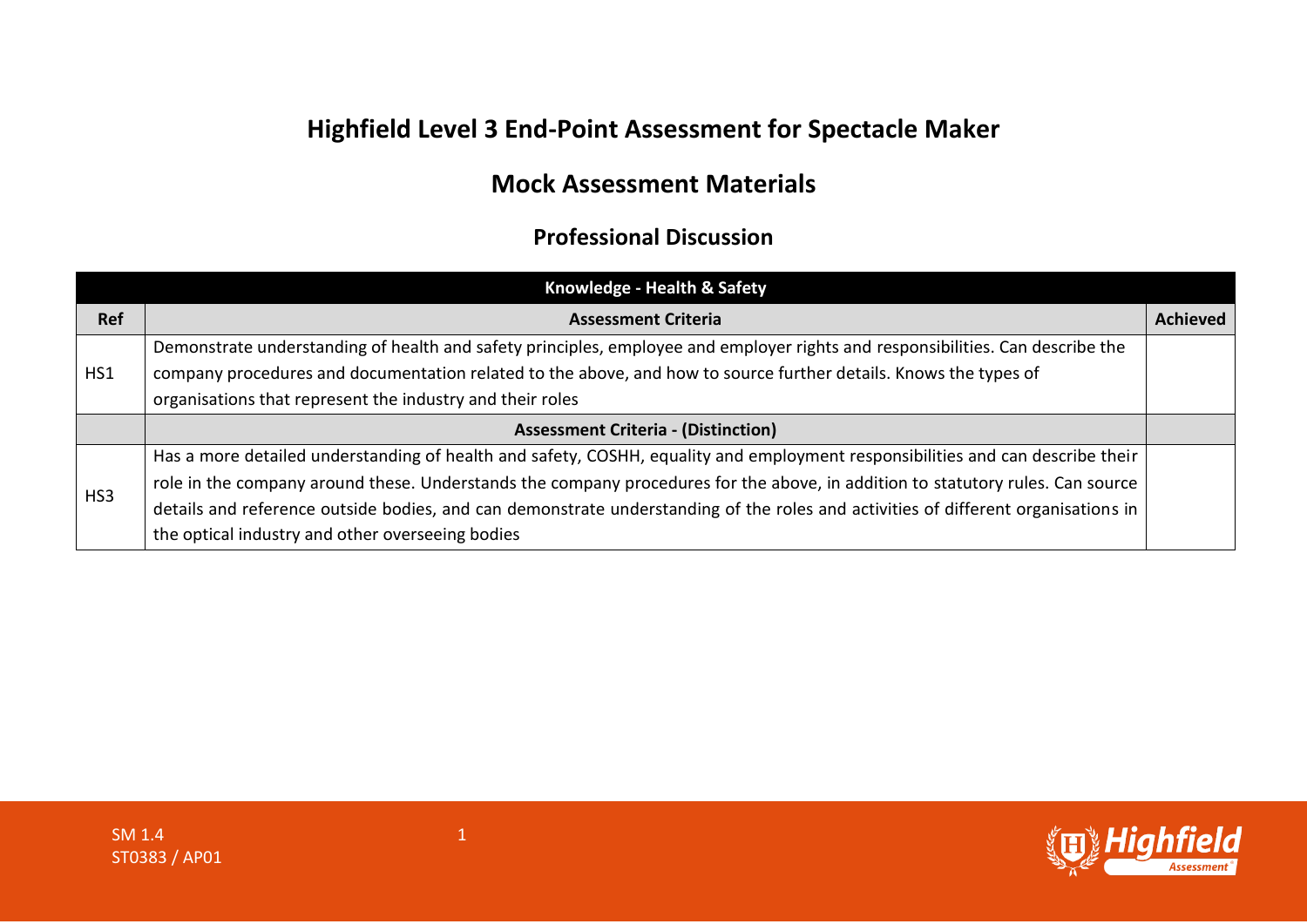# Highfield Level 3 End-Point Assessment for Spectacle Maker

## Mock Assessment Materials

### Professional Discussion

| Knowledge - Health & Safety | | |
|---|---|---|
| **Ref** | **Assessment Criteria** | **Achieved** |
| HS1 | Demonstrate understanding of health and safety principles, employee and employer rights and responsibilities. Can describe the company procedures and documentation related to the above, and how to source further details. Knows the types of organisations that represent the industry and their roles | |
| | **Assessment Criteria - (Distinction)** | |
| HS3 | Has a more detailed understanding of health and safety, COSHH, equality and employment responsibilities and can describe their role in the company around these. Understands the company procedures for the above, in addition to statutory rules. Can source details and reference outside bodies, and can demonstrate understanding of the roles and activities of different organisations in the optical industry and other overseeing bodies | |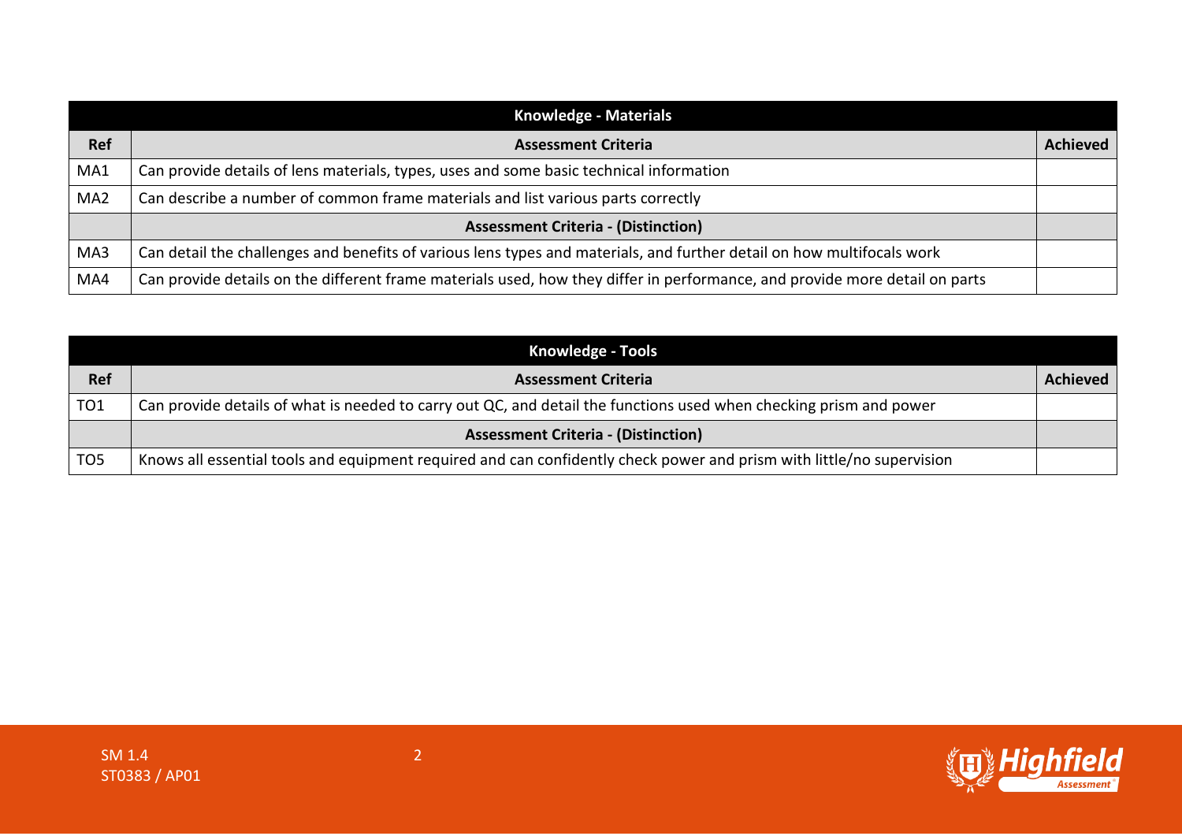| Knowledge - Materials | | |
|---|---|---|
| **Ref** | **Assessment Criteria** | **Achieved** |
| MA1 | Can provide details of lens materials, types, uses and some basic technical information | |
| MA2 | Can describe a number of common frame materials and list various parts correctly | |
| | **Assessment Criteria - (Distinction)** | |
| MA3 | Can detail the challenges and benefits of various lens types and materials, and further detail on how multifocals work | |
| MA4 | Can provide details on the different frame materials used, how they differ in performance, and provide more detail on parts | |

| Knowledge - Tools | | |
|---|---|---|
| **Ref** | **Assessment Criteria** | **Achieved** |
| TO1 | Can provide details of what is needed to carry out QC, and detail the functions used when checking prism and power | |
| | **Assessment Criteria - (Distinction)** | |
| TO5 | Knows all essential tools and equipment required and can confidently check power and prism with little/no supervision | |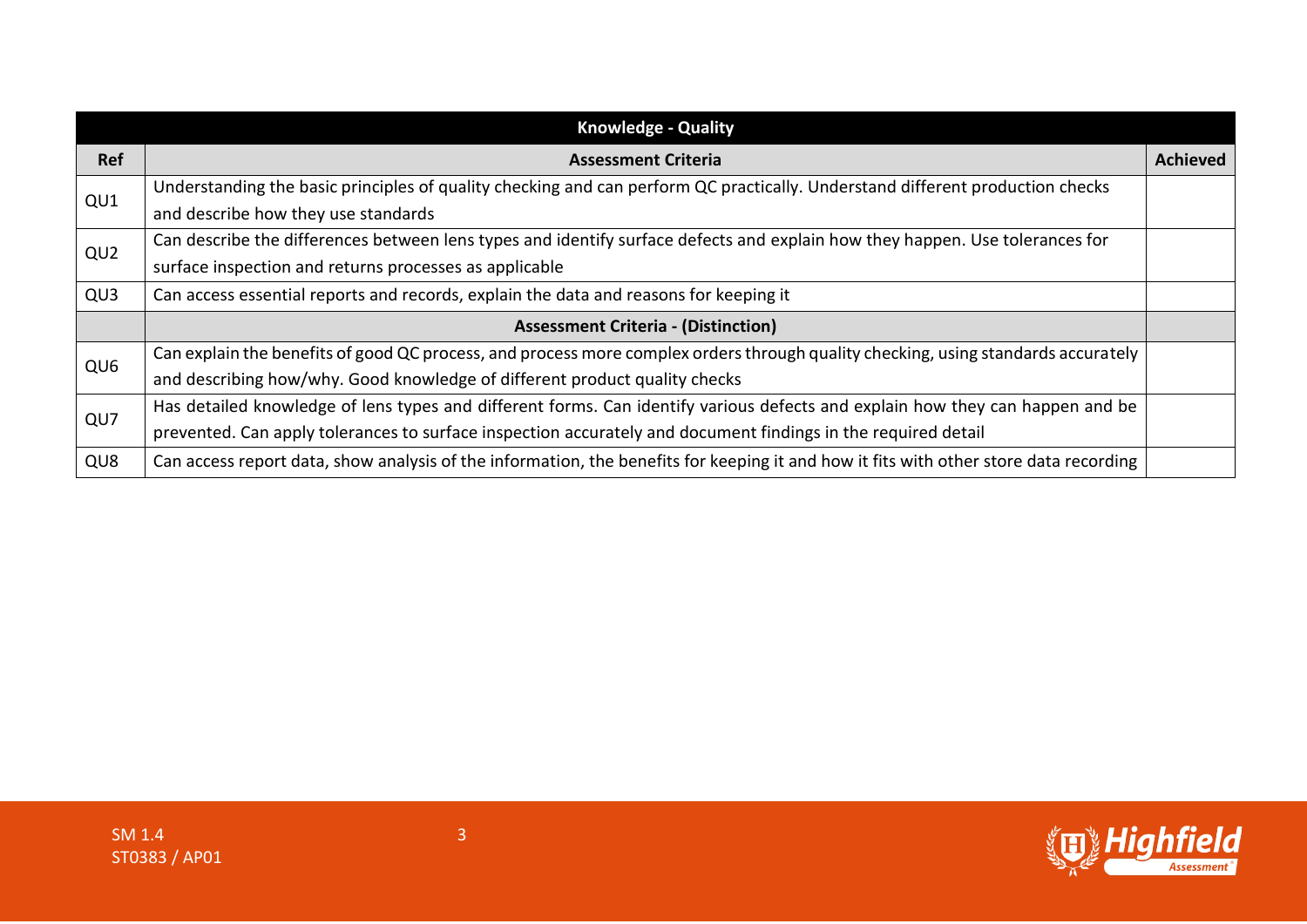| Knowledge - Quality | | |
|---|---|---|
| **Ref** | **Assessment Criteria** | **Achieved** |
| QU1 | Understanding the basic principles of quality checking and can perform QC practically. Understand different production checks and describe how they use standards | |
| QU2 | Can describe the differences between lens types and identify surface defects and explain how they happen. Use tolerances for surface inspection and returns processes as applicable | |
| QU3 | Can access essential reports and records, explain the data and reasons for keeping it | |
| | **Assessment Criteria - (Distinction)** | |
| QU6 | Can explain the benefits of good QC process, and process more complex orders through quality checking, using standards accurately and describing how/why. Good knowledge of different product quality checks | |
| QU7 | Has detailed knowledge of lens types and different forms. Can identify various defects and explain how they can happen and be prevented. Can apply tolerances to surface inspection accurately and document findings in the required detail | |
| QU8 | Can access report data, show analysis of the information, the benefits for keeping it and how it fits with other store data recording | |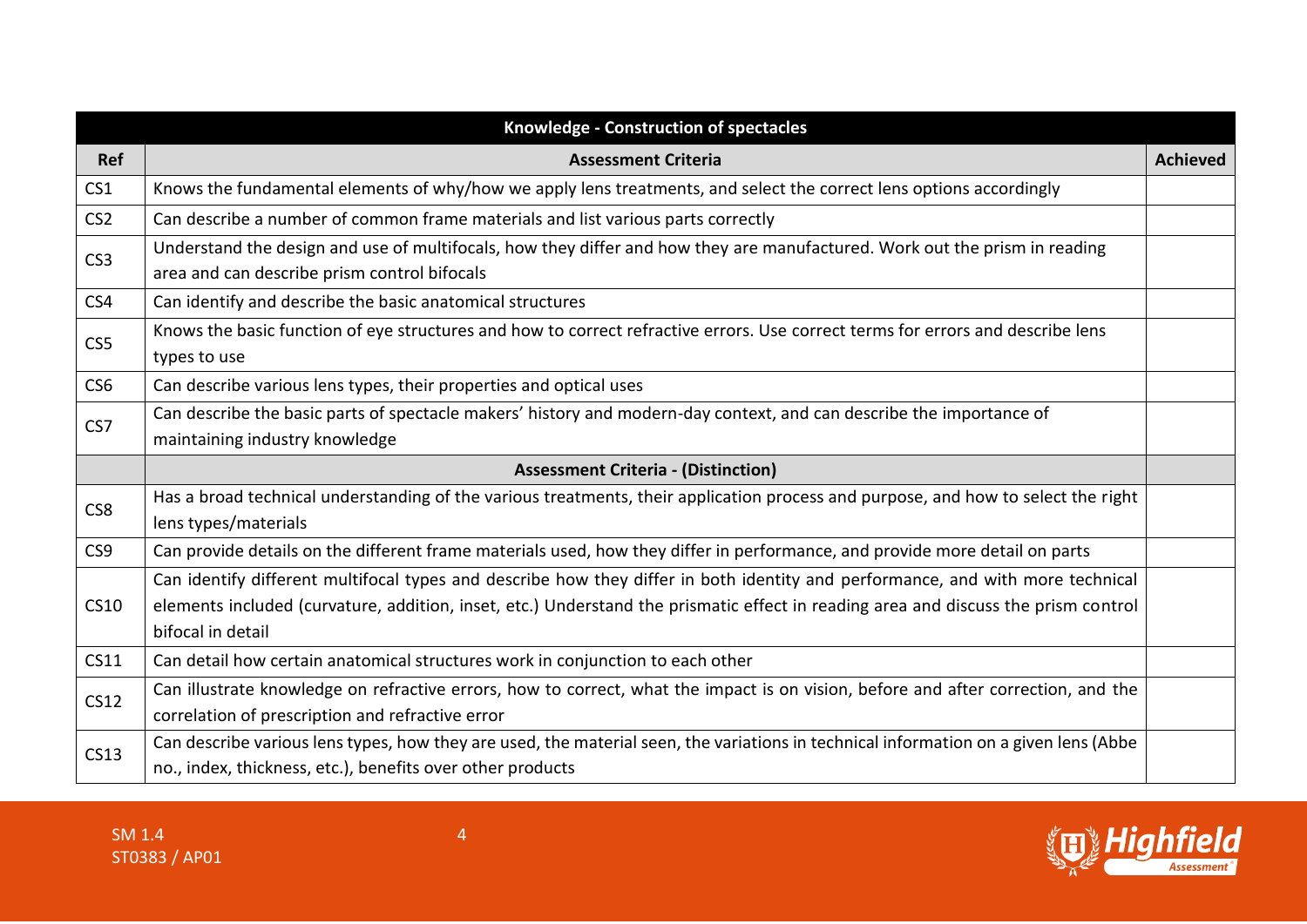| Knowledge - Construction of spectacles | | |
|---|---|---|
| **Ref** | **Assessment Criteria** | **Achieved** |
| CS1 | Knows the fundamental elements of why/how we apply lens treatments, and select the correct lens options accordingly | |
| CS2 | Can describe a number of common frame materials and list various parts correctly | |
| CS3 | Understand the design and use of multifocals, how they differ and how they are manufactured. Work out the prism in reading area and can describe prism control bifocals | |
| CS4 | Can identify and describe the basic anatomical structures | |
| CS5 | Knows the basic function of eye structures and how to correct refractive errors. Use correct terms for errors and describe lens types to use | |
| CS6 | Can describe various lens types, their properties and optical uses | |
| CS7 | Can describe the basic parts of spectacle makers' history and modern-day context, and can describe the importance of maintaining industry knowledge | |
| | **Assessment Criteria - (Distinction)** | |
| CS8 | Has a broad technical understanding of the various treatments, their application process and purpose, and how to select the right lens types/materials | |
| CS9 | Can provide details on the different frame materials used, how they differ in performance, and provide more detail on parts | |
| CS10 | Can identify different multifocal types and describe how they differ in both identity and performance, and with more technical elements included (curvature, addition, inset, etc.) Understand the prismatic effect in reading area and discuss the prism control bifocal in detail | |
| CS11 | Can detail how certain anatomical structures work in conjunction to each other | |
| CS12 | Can illustrate knowledge on refractive errors, how to correct, what the impact is on vision, before and after correction, and the correlation of prescription and refractive error | |
| CS13 | Can describe various lens types, how they are used, the material seen, the variations in technical information on a given lens (Abbe no., index, thickness, etc.), benefits over other products | |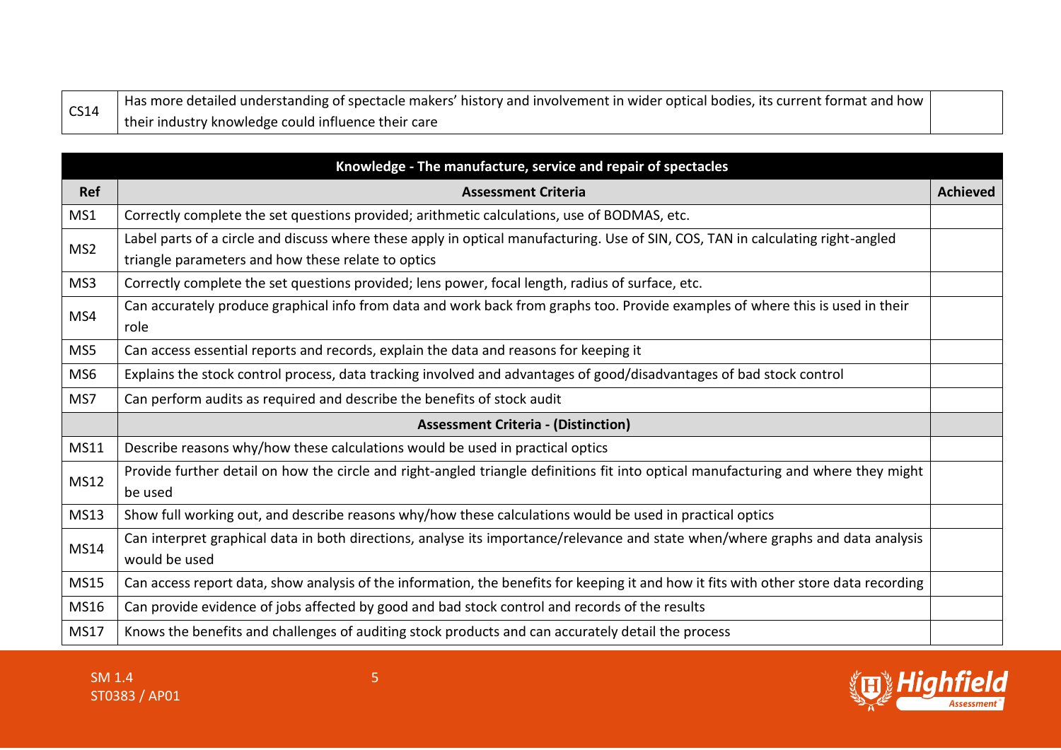| CS14 | Has more detailed understanding of spectacle makers' history and involvement in wider optical bodies, its current format and how their industry knowledge could influence their care | |
|---|---|---|

| Knowledge - The manufacture, service and repair of spectacles | | |
|---|---|---|
| **Ref** | **Assessment Criteria** | **Achieved** |
| MS1 | Correctly complete the set questions provided; arithmetic calculations, use of BODMAS, etc. | |
| MS2 | Label parts of a circle and discuss where these apply in optical manufacturing. Use of SIN, COS, TAN in calculating right-angled triangle parameters and how these relate to optics | |
| MS3 | Correctly complete the set questions provided; lens power, focal length, radius of surface, etc. | |
| MS4 | Can accurately produce graphical info from data and work back from graphs too. Provide examples of where this is used in their role | |
| MS5 | Can access essential reports and records, explain the data and reasons for keeping it | |
| MS6 | Explains the stock control process, data tracking involved and advantages of good/disadvantages of bad stock control | |
| MS7 | Can perform audits as required and describe the benefits of stock audit | |
| | **Assessment Criteria - (Distinction)** | |
| MS11 | Describe reasons why/how these calculations would be used in practical optics | |
| MS12 | Provide further detail on how the circle and right-angled triangle definitions fit into optical manufacturing and where they might be used | |
| MS13 | Show full working out, and describe reasons why/how these calculations would be used in practical optics | |
| MS14 | Can interpret graphical data in both directions, analyse its importance/relevance and state when/where graphs and data analysis would be used | |
| MS15 | Can access report data, show analysis of the information, the benefits for keeping it and how it fits with other store data recording | |
| MS16 | Can provide evidence of jobs affected by good and bad stock control and records of the results | |
| MS17 | Knows the benefits and challenges of auditing stock products and can accurately detail the process | |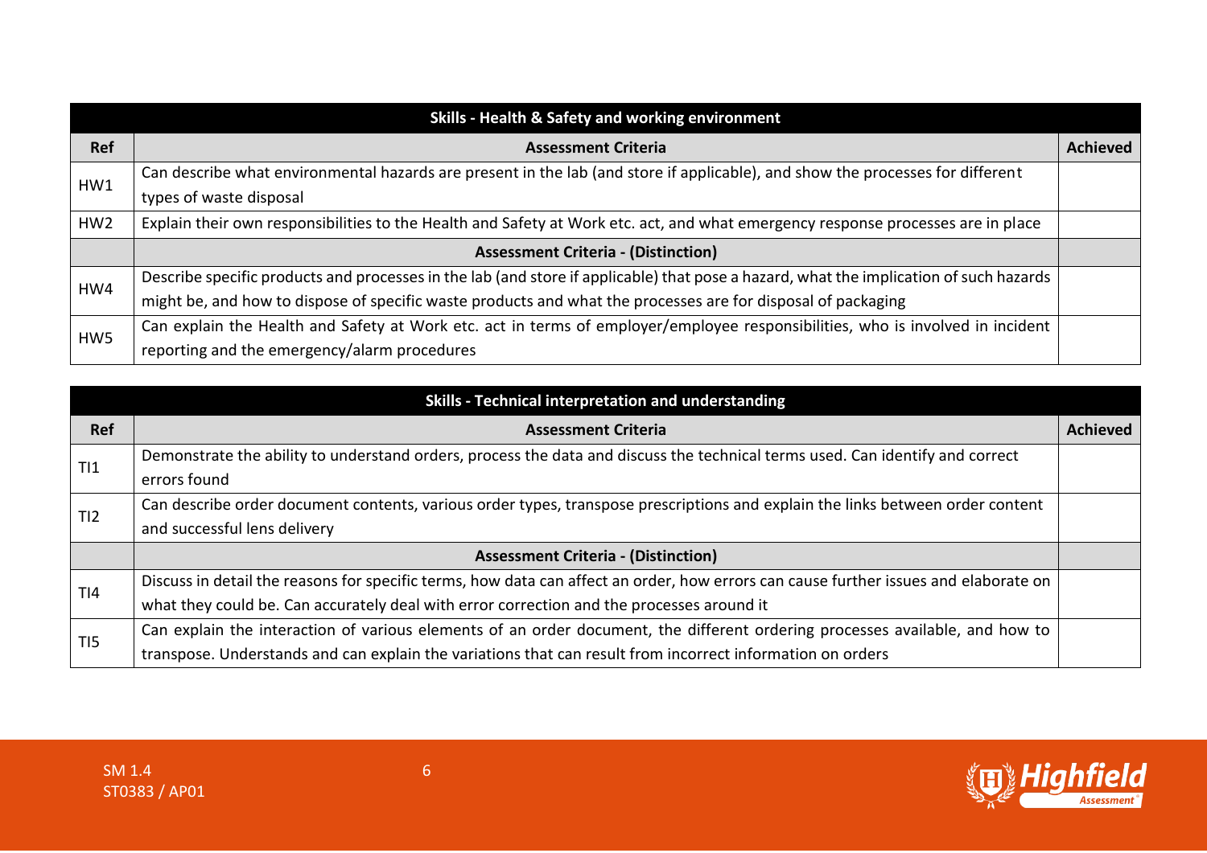| Skills - Health & Safety and working environment | | |
|---|---|---|
| **Ref** | **Assessment Criteria** | **Achieved** |
| HW1 | Can describe what environmental hazards are present in the lab (and store if applicable), and show the processes for different types of waste disposal | |
| HW2 | Explain their own responsibilities to the Health and Safety at Work etc. act, and what emergency response processes are in place | |
| | **Assessment Criteria - (Distinction)** | |
| HW4 | Describe specific products and processes in the lab (and store if applicable) that pose a hazard, what the implication of such hazards might be, and how to dispose of specific waste products and what the processes are for disposal of packaging | |
| HW5 | Can explain the Health and Safety at Work etc. act in terms of employer/employee responsibilities, who is involved in incident reporting and the emergency/alarm procedures | |

| Skills - Technical interpretation and understanding | | |
|---|---|---|
| **Ref** | **Assessment Criteria** | **Achieved** |
| TI1 | Demonstrate the ability to understand orders, process the data and discuss the technical terms used. Can identify and correct errors found | |
| TI2 | Can describe order document contents, various order types, transpose prescriptions and explain the links between order content and successful lens delivery | |
| | **Assessment Criteria - (Distinction)** | |
| TI4 | Discuss in detail the reasons for specific terms, how data can affect an order, how errors can cause further issues and elaborate on what they could be. Can accurately deal with error correction and the processes around it | |
| TI5 | Can explain the interaction of various elements of an order document, the different ordering processes available, and how to transpose. Understands and can explain the variations that can result from incorrect information on orders | |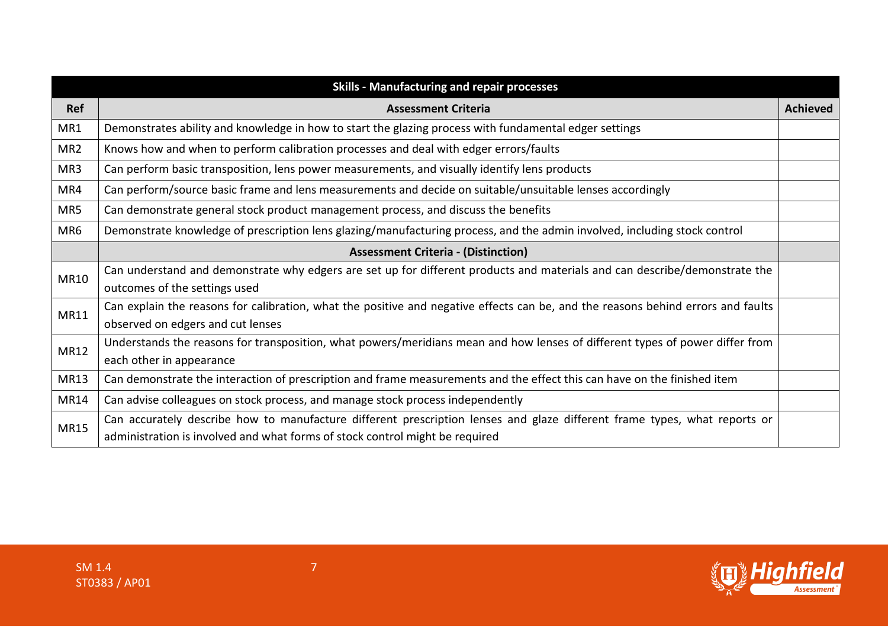| Skills - Manufacturing and repair processes | | |
|---|---|---|
| **Ref** | **Assessment Criteria** | **Achieved** |
| MR1 | Demonstrates ability and knowledge in how to start the glazing process with fundamental edger settings | |
| MR2 | Knows how and when to perform calibration processes and deal with edger errors/faults | |
| MR3 | Can perform basic transposition, lens power measurements, and visually identify lens products | |
| MR4 | Can perform/source basic frame and lens measurements and decide on suitable/unsuitable lenses accordingly | |
| MR5 | Can demonstrate general stock product management process, and discuss the benefits | |
| MR6 | Demonstrate knowledge of prescription lens glazing/manufacturing process, and the admin involved, including stock control | |
| | **Assessment Criteria - (Distinction)** | |
| MR10 | Can understand and demonstrate why edgers are set up for different products and materials and can describe/demonstrate the outcomes of the settings used | |
| MR11 | Can explain the reasons for calibration, what the positive and negative effects can be, and the reasons behind errors and faults observed on edgers and cut lenses | |
| MR12 | Understands the reasons for transposition, what powers/meridians mean and how lenses of different types of power differ from each other in appearance | |
| MR13 | Can demonstrate the interaction of prescription and frame measurements and the effect this can have on the finished item | |
| MR14 | Can advise colleagues on stock process, and manage stock process independently | |
| MR15 | Can accurately describe how to manufacture different prescription lenses and glaze different frame types, what reports or administration is involved and what forms of stock control might be required | |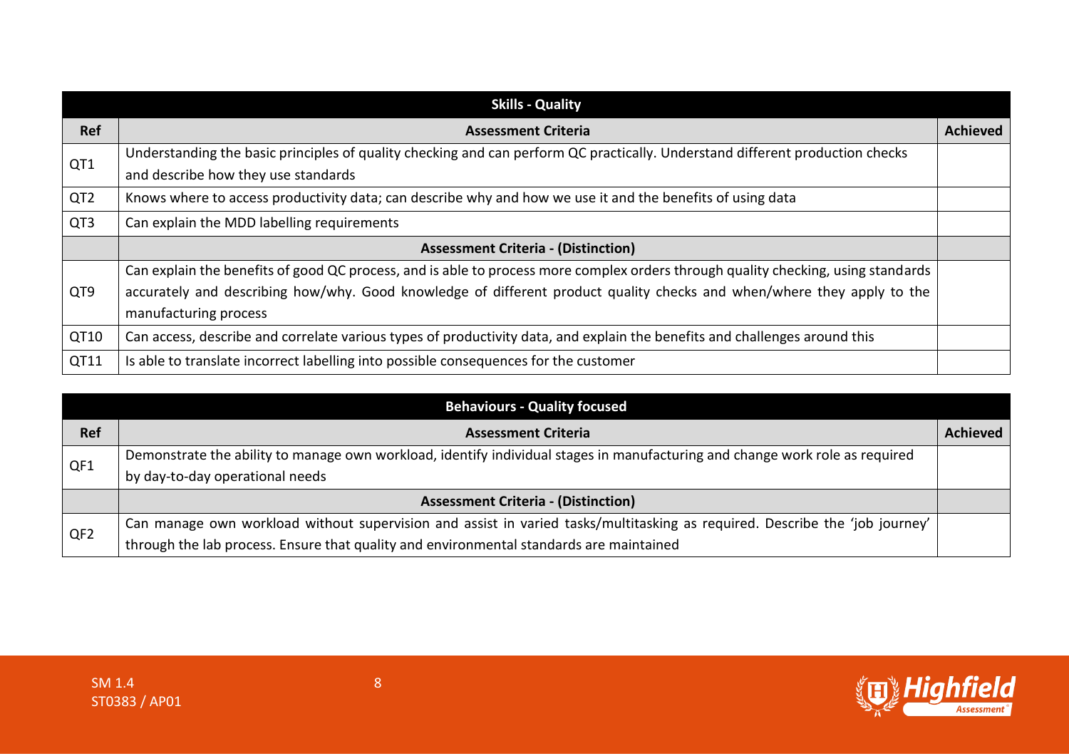| Skills - Quality | | |
|---|---|---|
| **Ref** | **Assessment Criteria** | **Achieved** |
| QT1 | Understanding the basic principles of quality checking and can perform QC practically. Understand different production checks and describe how they use standards | |
| QT2 | Knows where to access productivity data; can describe why and how we use it and the benefits of using data | |
| QT3 | Can explain the MDD labelling requirements | |
| | **Assessment Criteria - (Distinction)** | |
| QT9 | Can explain the benefits of good QC process, and is able to process more complex orders through quality checking, using standards accurately and describing how/why. Good knowledge of different product quality checks and when/where they apply to the manufacturing process | |
| QT10 | Can access, describe and correlate various types of productivity data, and explain the benefits and challenges around this | |
| QT11 | Is able to translate incorrect labelling into possible consequences for the customer | |

| Behaviours - Quality focused | | |
|---|---|---|
| **Ref** | **Assessment Criteria** | **Achieved** |
| QF1 | Demonstrate the ability to manage own workload, identify individual stages in manufacturing and change work role as required by day-to-day operational needs | |
| | **Assessment Criteria - (Distinction)** | |
| QF2 | Can manage own workload without supervision and assist in varied tasks/multitasking as required. Describe the 'job journey' through the lab process. Ensure that quality and environmental standards are maintained | |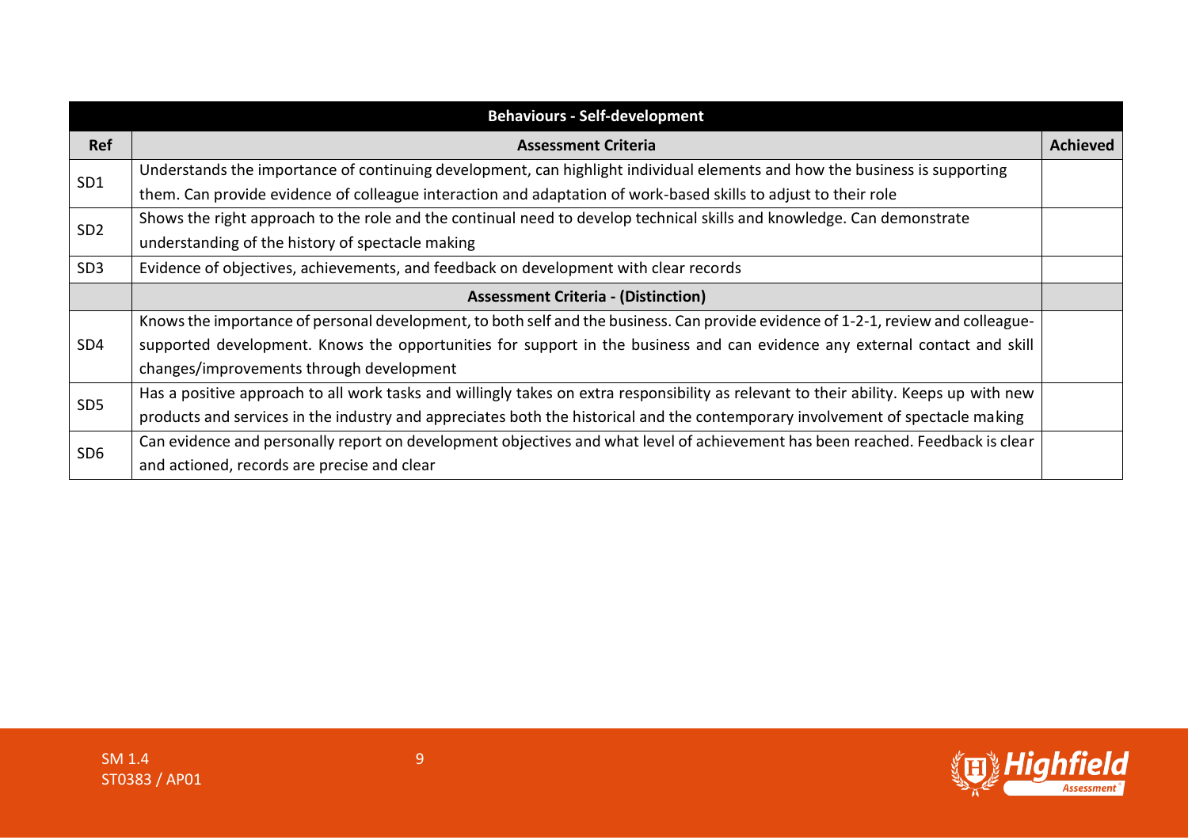| Behaviours - Self-development | | |
|---|---|---|
| **Ref** | **Assessment Criteria** | **Achieved** |
| SD1 | Understands the importance of continuing development, can highlight individual elements and how the business is supporting them. Can provide evidence of colleague interaction and adaptation of work-based skills to adjust to their role | |
| SD2 | Shows the right approach to the role and the continual need to develop technical skills and knowledge. Can demonstrate understanding of the history of spectacle making | |
| SD3 | Evidence of objectives, achievements, and feedback on development with clear records | |
| | **Assessment Criteria - (Distinction)** | |
| SD4 | Knows the importance of personal development, to both self and the business. Can provide evidence of 1-2-1, review and colleague-supported development. Knows the opportunities for support in the business and can evidence any external contact and skill changes/improvements through development | |
| SD5 | Has a positive approach to all work tasks and willingly takes on extra responsibility as relevant to their ability. Keeps up with new products and services in the industry and appreciates both the historical and the contemporary involvement of spectacle making | |
| SD6 | Can evidence and personally report on development objectives and what level of achievement has been reached. Feedback is clear and actioned, records are precise and clear | |